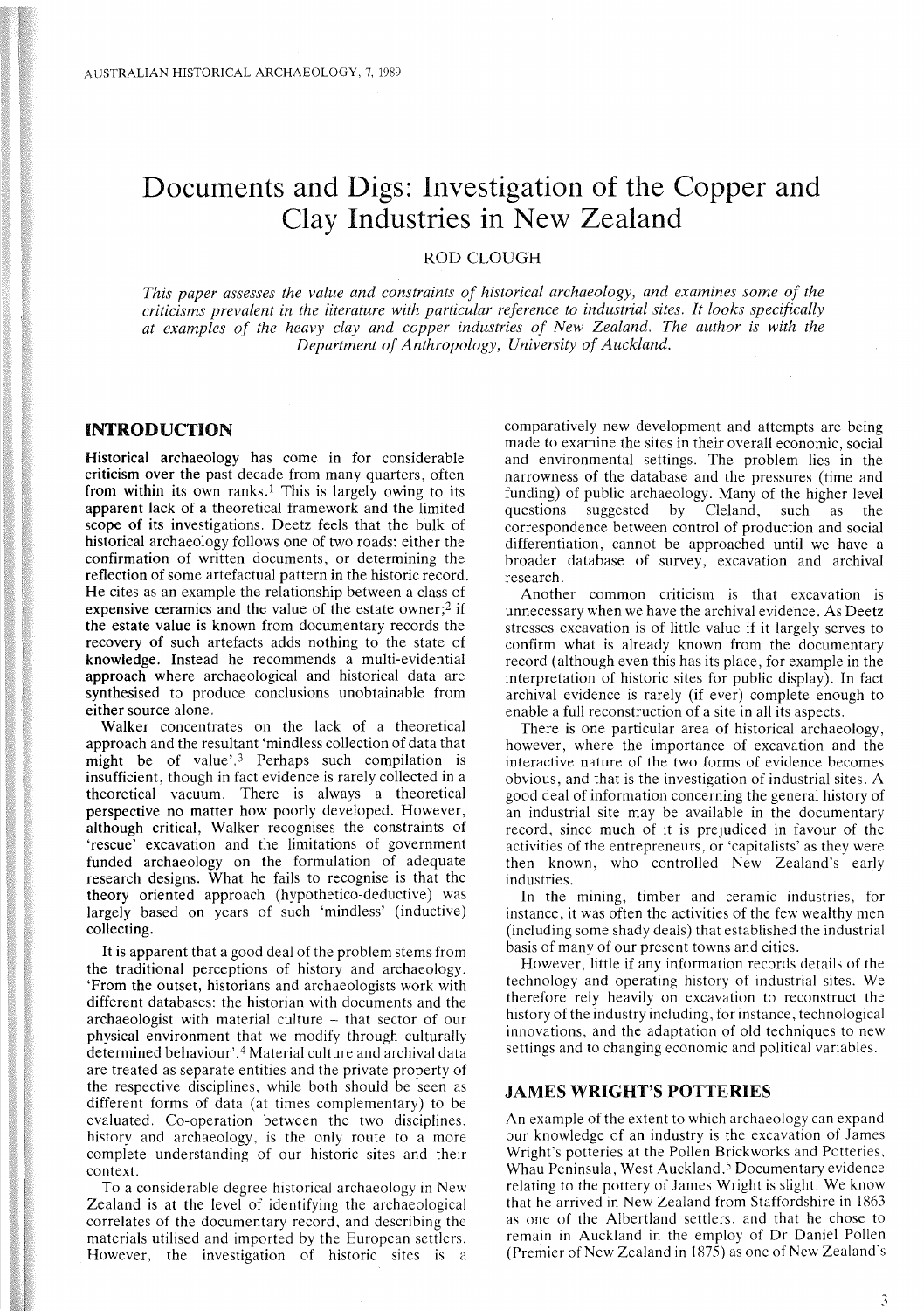# Documents and Digs: Investigation of the Copper and Clay Industries in New Zealand

ROD CLOUGH

*This paper assesses the value and constraints of historical archaeology, and examines some of the criticisms prevalent in the literature with particular reference to industrial sites. It looks specifically at examples of the heavy clay and copper industries of New Zealand. The author is with the Department of Anthropology, University of Auckland.*

## INTRODUCTION

Historical archaeology has come in for considerable criticism over the past decade from many quarters, often from within its own ranks.[1] This is largely owing to its apparent lack of a theoretical framework and the limited scope of its investigations. Deetz feels that the bulk of historical archaeology follows one of two roads: either the confirmation of written documents, or determining the reflection of some artefactual pattern in the historic record. He cites as an example the relationship between a class of expensive ceramics and the value of the estate owner;[2] if the estate value is known from documentary records the recovery of such artefacts adds nothing to the state of knowledge. Instead he recommends a multi-evidential approach where archaeological and historical data are synthesised to produce conclusions unobtainable from either source alone.

Walker concentrates on the lack of a theoretical approach and the resultant 'mindless collection of data that might be of value'.[3] Perhaps such compilation is insufficient, though in fact evidence is rarely collected in a theoretical vacuum. There is always a theoretical perspective no matter how poorly developed. However, although critical, Walker recognises the constraints of 'rescue' excavation and the limitations of government funded archaeology on the formulation of adequate research designs. What he fails to recognise is that the theory oriented approach (hypothetico-deductive) was largely based on years of such 'mindless' (inductive) collecting.

It is apparent that a good deal of the problem stems from the traditional perceptions of history and archaeology. 'From the outset, historians and archaeologists work with different databases: the historian with documents and the archaeologist with material culture – that sector of our physical environment that we modify through culturally determined behaviour'.[4] Material culture and archival data are treated as separate entities and the private property of the respective disciplines, while both should be seen as different forms of data (at times complementary) to be evaluated. Co-operation between the two disciplines, history and archaeology, is the only route to a more complete understanding of our historic sites and their context.

To a considerable degree historical archaeology in New Zealand is at the level of identifying the archaeological correlates of the documentary record, and describing the materials utilised and imported by the European settlers. However, the investigation of historic sites is a comparatively new development and attempts are being made to examine the sites in their overall economic, social and environmental settings. The problem lies in the narrowness of the database and the pressures (time and funding) of public archaeology. Many of the higher level questions suggested by Cleland, such as the correspondence between control of production and social differentiation, cannot be approached until we have a broader database of survey, excavation and archival research.

Another common criticism is that excavation is unnecessary when we have the archival evidence. As Deetz stresses excavation is of little value if it largely serves to confirm what is already known from the documentary record (although even this has its place, for example in the interpretation of historic sites for public display). In fact archival evidence is rarely (if ever) complete enough to enable a full reconstruction of a site in all its aspects.

There is one particular area of historical archaeology, however, where the importance of excavation and the interactive nature of the two forms of evidence becomes obvious, and that is the investigation of industrial sites. A good deal of information concerning the general history of an industrial site may be available in the documentary record, since much of it is prejudiced in favour of the activities of the entrepreneurs, or 'capitalists' as they were then known, who controlled New Zealand's early industries.

In the mining, timber and ceramic industries, for instance, it was often the activities of the few wealthy men (including some shady deals) that established the industrial basis of many of our present towns and cities.

However, little if any information records details of the technology and operating history of industrial sites. We therefore rely heavily on excavation to reconstruct the history of the industry including, for instance, technological innovations, and the adaptation of old techniques to new settings and to changing economic and political variables.

## JAMES WRIGHT'S POTTERIES

An example of the extent to which archaeology can expand our knowledge of an industry is the excavation of James Wright's potteries at the Pollen Brickworks and Potteries, Whau Peninsula, West Auckland.[5] Documentary evidence relating to the pottery of James Wright is slight. We know that he arrived in New Zealand from Staffordshire in 1863 as one of the Albertland settlers, and that he chose to remain in Auckland in the employ of Dr Daniel Pollen (Premier of New Zealand in 1875) as one of New Zealand's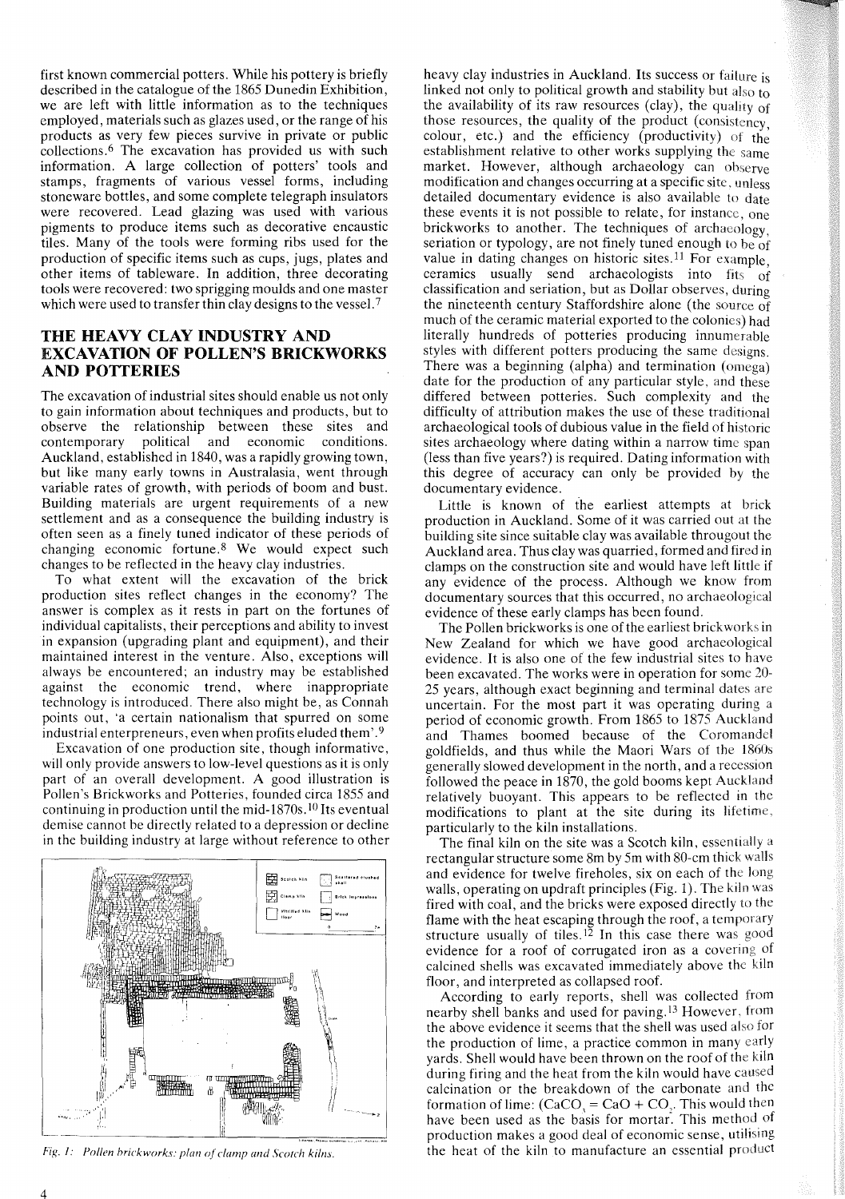first known commercial potters. While his pottery is briefly described in the catalogue of the 1865 Dunedin Exhibition, we are left with little information as to the techniques employed, materials such as glazes used, or the range of his products as very few pieces survive in private or public collections.[6] The excavation has provided us with such information. A large collection of potters' tools and stamps, fragments of various vessel forms, including stoneware bottles, and some complete telegraph insulators were recovered. Lead glazing was used with various pigments to produce items such as decorative encaustic tiles. Many of the tools were forming ribs used for the production of specific items such as cups, jugs, plates and other items of tableware. In addition, three decorating tools were recovered: two sprigging moulds and one master which were used to transfer thin clay designs to the vessel.[7]

## THE HEAVY CLAY INDUSTRY AND EXCAVATION OF POLLEN'S BRICKWORKS AND POTTERIES

The excavation of industrial sites should enable us not only to gain information about techniques and products, but to observe the relationship between these sites and contemporary political and economic conditions. Auckland, established in 1840, was a rapidly growing town, but like many early towns in Australasia, went through variable rates of growth, with periods of boom and bust. Building materials are urgent requirements of a new settlement and as a consequence the building industry is often seen as a finely tuned indicator of these periods of changing economic fortune.[8] We would expect such changes to be reflected in the heavy clay industries.

To what extent will the excavation of the brick production sites reflect changes in the economy? The answer is complex as it rests in part on the fortunes of individual capitalists, their perceptions and ability to invest in expansion (upgrading plant and equipment), and their maintained interest in the venture. Also, exceptions will always be encountered; an industry may be established against the economic trend, where inappropriate technology is introduced. There also might be, as Connah points out, 'a certain nationalism that spurred on some industrial enterpreneurs, even when profits eluded them'.[9]

Excavation of one production site, though informative, will only provide answers to low-level questions as it is only part of an overall development. A good illustration is Pollen's Brickworks and Potteries, founded circa 1855 and continuing in production until the mid-1870s.[10] Its eventual demise cannot be directly related to a depression or decline in the building industry at large without reference to other heavy clay industries in Auckland. Its success or failure is linked not only to political growth and stability but also to the availability of its raw resources (clay), the quality of those resources, the quality of the product (consistency, colour, etc.) and the efficiency (productivity) of the establishment relative to other works supplying the same market. However, although archaeology can observe modification and changes occurring at a specific site, unless detailed documentary evidence is also available to date these events it is not possible to relate, for instance, one brickworks to another. The techniques of archaeology, seriation or typology, are not finely tuned enough to be of value in dating changes on historic sites.[11] For example, ceramics usually send archaeologists into fits of classification and seriation, but as Dollar observes, during the nineteenth century Staffordshire alone (the source of much of the ceramic material exported to the colonies) had literally hundreds of potteries producing innumerable styles with different potters producing the same designs. There was a beginning (alpha) and termination (omega) date for the production of any particular style, and these differed between potteries. Such complexity and the difficulty of attribution makes the use of these traditional archaeological tools of dubious value in the field of historic sites archaeology where dating within a narrow time span (less than five years?) is required. Dating information with this degree of accuracy can only be provided by the documentary evidence.

Little is known of the earliest attempts at brick production in Auckland. Some of it was carried out at the building site since suitable clay was available througout the Auckland area. Thus clay was quarried, formed and fired in clamps on the construction site and would have left little if any evidence of the process. Although we know from documentary sources that this occurred, no archaeological evidence of these early clamps has been found.

The Pollen brickworks is one of the earliest brickworks in New Zealand for which we have good archaeological evidence. It is also one of the few industrial sites to have been excavated. The works were in operation for some 20-25 years, although exact beginning and terminal dates are uncertain. For the most part it was operating during a period of economic growth. From 1865 to 1875 Auckland and Thames boomed because of the Coromandel goldfields, and thus while the Maori Wars of the 1860s generally slowed development in the north, and a recession followed the peace in 1870, the gold booms kept Auckland relatively buoyant. This appears to be reflected in the modifications to plant at the site during its lifetime, particularly to the kiln installations.

The final kiln on the site was a Scotch kiln, essentially a rectangular structure some 8m by 5m with 80-cm thick walls and evidence for twelve fireholes, six on each of the long walls, operating on updraft principles (Fig. 1). The kiln was fired with coal, and the bricks were exposed directly to the flame with the heat escaping through the roof, a temporary structure usually of tiles.[12] In this case there was good evidence for a roof of corrugated iron as a covering of calcined shells was excavated immediately above the kiln floor, and interpreted as collapsed roof.

According to early reports, shell was collected from nearby shell banks and used for paving.[13] However, from the above evidence it seems that the shell was used also for the production of lime, a practice common in many early yards. Shell would have been thrown on the roof of the kiln during firing and the heat from the kiln would have caused calcination or the breakdown of the carbonate and the formation of lime: ($CaCO_3 = CaO + CO_2$). This would then have been used as the basis for mortar. This method of production makes a good deal of economic sense, utilising the heat of the kiln to manufacture an essential product

*Fig. 1: Pollen brickworks: plan of clamp and Scotch kilns.*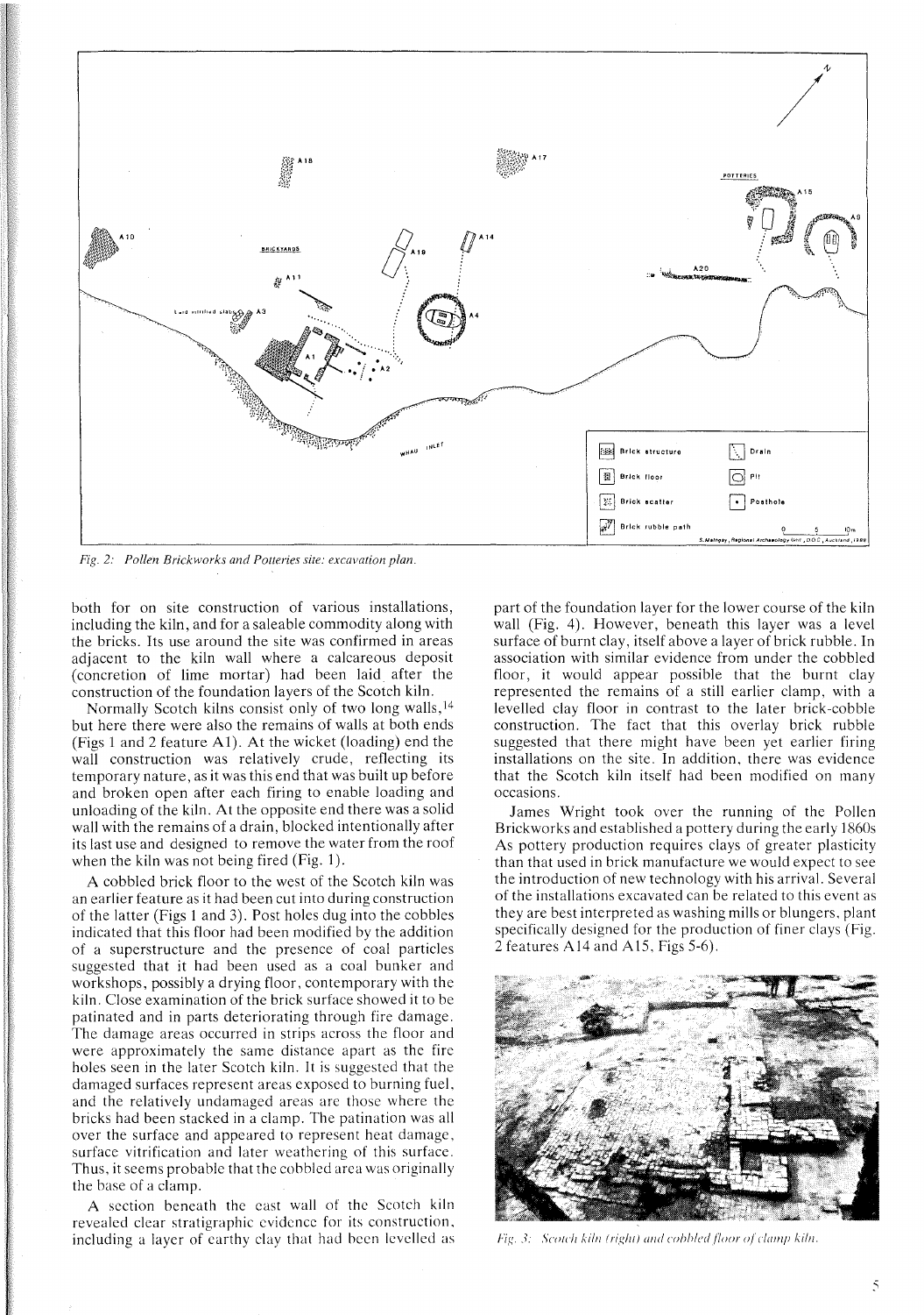Fig. 2: Pollen Brickworks and Potteries site: excavation plan.

both for on site construction of various installations, including the kiln, and for a saleable commodity along with the bricks. Its use around the site was confirmed in areas adjacent to the kiln wall where a calcareous deposit (concretion of lime mortar) had been laid after the construction of the foundation layers of the Scotch kiln.

Normally Scotch kilns consist only of two long walls,[14] but here there were also the remains of walls at both ends (Figs 1 and 2 feature A1). At the wicket (loading) end the wall construction was relatively crude, reflecting its temporary nature, as it was this end that was built up before and broken open after each firing to enable loading and unloading of the kiln. At the opposite end there was a solid wall with the remains of a drain, blocked intentionally after its last use and designed to remove the water from the roof when the kiln was not being fired (Fig. 1).

A cobbled brick floor to the west of the Scotch kiln was an earlier feature as it had been cut into during construction of the latter (Figs 1 and 3). Post holes dug into the cobbles indicated that this floor had been modified by the addition of a superstructure and the presence of coal particles suggested that it had been used as a coal bunker and workshops, possibly a drying floor, contemporary with the kiln. Close examination of the brick surface showed it to be patinated and in parts deteriorating through fire damage. The damage areas occurred in strips across the floor and were approximately the same distance apart as the fire holes seen in the later Scotch kiln. It is suggested that the damaged surfaces represent areas exposed to burning fuel, and the relatively undamaged areas are those where the bricks had been stacked in a clamp. The patination was all over the surface and appeared to represent heat damage, surface vitrification and later weathering of this surface. Thus, it seems probable that the cobbled area was originally the base of a clamp.

A section beneath the east wall of the Scotch kiln revealed clear stratigraphic evidence for its construction, including a layer of earthy clay that had been levelled as part of the foundation layer for the lower course of the kiln wall (Fig. 4). However, beneath this layer was a level surface of burnt clay, itself above a layer of brick rubble. In association with similar evidence from under the cobbled floor, it would appear possible that the burnt clay represented the remains of a still earlier clamp, with a levelled clay floor in contrast to the later brick-cobble construction. The fact that this overlay brick rubble suggested that there might have been yet earlier firing installations on the site. In addition, there was evidence that the Scotch kiln itself had been modified on many occasions.

James Wright took over the running of the Pollen Brickworks and established a pottery during the early 1860s As pottery production requires clays of greater plasticity than that used in brick manufacture we would expect to see the introduction of new technology with his arrival. Several of the installations excavated can be related to this event as they are best interpreted as washing mills or blungers, plant specifically designed for the production of finer clays (Fig. 2 features A14 and A15, Figs 5-6).

Fig. 3: Scotch kiln (right) and cobbled floor of clamp kiln.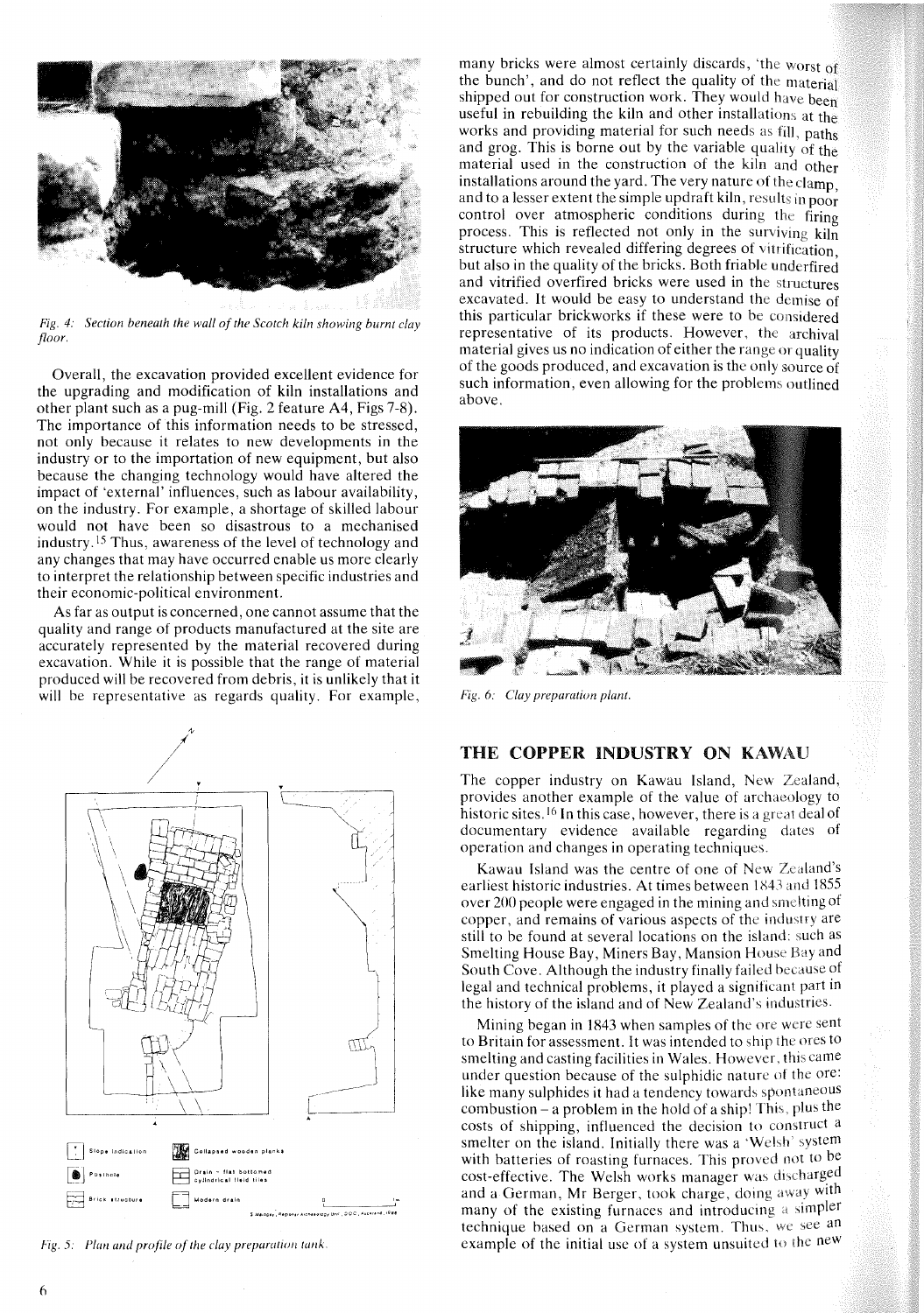*Fig. 4: Section beneath the wall of the Scotch kiln showing burnt clay floor.*

Overall, the excavation provided excellent evidence for the upgrading and modification of kiln installations and other plant such as a pug-mill (Fig. 2 feature A4, Figs 7-8). The importance of this information needs to be stressed, not only because it relates to new developments in the industry or to the importation of new equipment, but also because the changing technology would have altered the impact of 'external' influences, such as labour availability, on the industry. For example, a shortage of skilled labour would not have been so disastrous to a mechanised industry.[15] Thus, awareness of the level of technology and any changes that may have occurred enable us more clearly to interpret the relationship between specific industries and their economic-political environment.

As far as output is concerned, one cannot assume that the quality and range of products manufactured at the site are accurately represented by the material recovered during excavation. While it is possible that the range of material produced will be recovered from debris, it is unlikely that it will be representative as regards quality. For example, many bricks were almost certainly discards, 'the worst of the bunch', and do not reflect the quality of the material shipped out for construction work. They would have been useful in rebuilding the kiln and other installations at the works and providing material for such needs as fill, paths and grog. This is borne out by the variable quality of the material used in the construction of the kiln and other installations around the yard. The very nature of the clamp, and to a lesser extent the simple updraft kiln, results in poor control over atmospheric conditions during the firing process. This is reflected not only in the surviving kiln structure which revealed differing degrees of vitrification, but also in the quality of the bricks. Both friable underfired and vitrified overfired bricks were used in the structures excavated. It would be easy to understand the demise of this particular brickworks if these were to be considered representative of its products. However, the archival material gives us no indication of either the range or quality of the goods produced, and excavation is the only source of such information, even allowing for the problems outlined above.

Slope indication | Collapsed wooden planks | Posthole | Drain – flat bottomed cylindrical field tiles | Brick structure | Modern drain

S Manger, Regional Archaeology Unit, DOC, Auckland, 1988

*Fig. 5: Plan and profile of the clay preparation tank.*

*Fig. 6: Clay preparation plant.*

## THE COPPER INDUSTRY ON KAWAU

The copper industry on Kawau Island, New Zealand, provides another example of the value of archaeology to historic sites.[16] In this case, however, there is a great deal of documentary evidence available regarding dates of operation and changes in operating techniques.

Kawau Island was the centre of one of New Zealand's earliest historic industries. At times between 1843 and 1855 over 200 people were engaged in the mining and smelting of copper, and remains of various aspects of the industry are still to be found at several locations on the island: such as Smelting House Bay, Miners Bay, Mansion House Bay and South Cove. Although the industry finally failed because of legal and technical problems, it played a significant part in the history of the island and of New Zealand's industries.

Mining began in 1843 when samples of the ore were sent to Britain for assessment. It was intended to ship the ores to smelting and casting facilities in Wales. However, this came under question because of the sulphidic nature of the ore: like many sulphides it had a tendency towards spontaneous combustion – a problem in the hold of a ship! This, plus the costs of shipping, influenced the decision to construct a smelter on the island. Initially there was a 'Welsh' system with batteries of roasting furnaces. This proved not to be cost-effective. The Welsh works manager was discharged and a German, Mr Berger, took charge, doing away with many of the existing furnaces and introducing a simpler technique based on a German system. Thus, we see an example of the initial use of a system unsuited to the new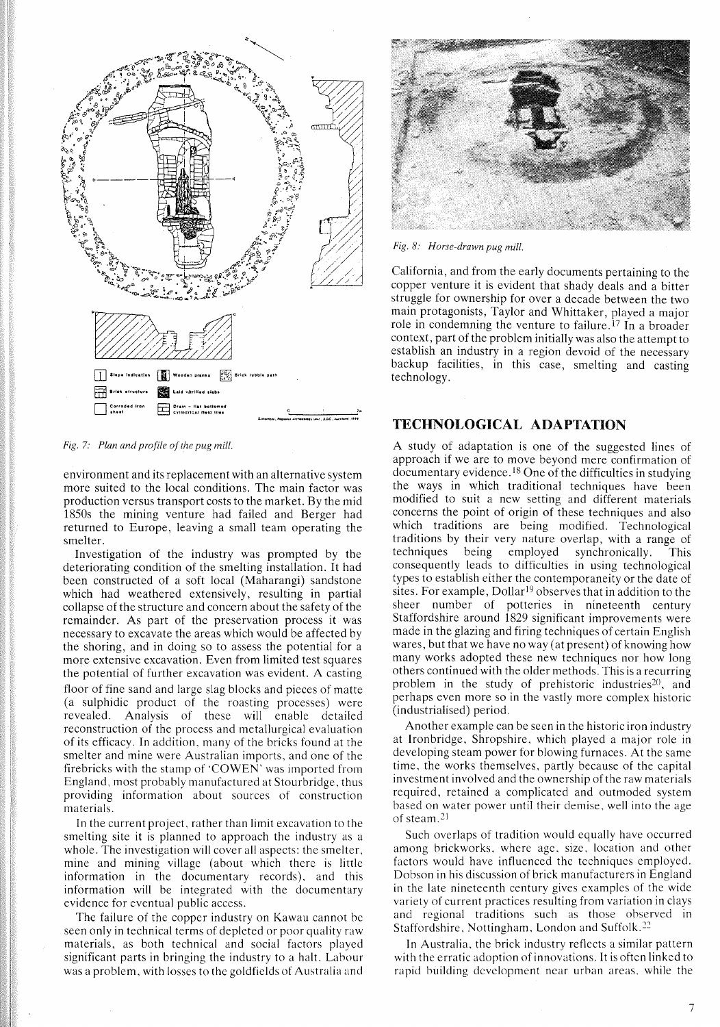Fig. 7: *Plan and profile of the pug mill.*

environment and its replacement with an alternative system more suited to the local conditions. The main factor was production versus transport costs to the market. By the mid 1850s the mining venture had failed and Berger had returned to Europe, leaving a small team operating the smelter.

Investigation of the industry was prompted by the deteriorating condition of the smelting installation. It had been constructed of a soft local (Maharangi) sandstone which had weathered extensively, resulting in partial collapse of the structure and concern about the safety of the remainder. As part of the preservation process it was necessary to excavate the areas which would be affected by the shoring, and in doing so to assess the potential for a more extensive excavation. Even from limited test squares the potential of further excavation was evident. A casting floor of fine sand and large slag blocks and pieces of matte (a sulphidic product of the roasting processes) were revealed. Analysis of these will enable detailed reconstruction of the process and metallurgical evaluation of its efficacy. In addition, many of the bricks found at the smelter and mine were Australian imports, and one of the firebricks with the stamp of 'COWEN' was imported from England, most probably manufactured at Stourbridge, thus providing information about sources of construction materials.

In the current project, rather than limit excavation to the smelting site it is planned to approach the industry as a whole. The investigation will cover all aspects: the smelter, mine and mining village (about which there is little information in the documentary records), and this information will be integrated with the documentary evidence for eventual public access.

The failure of the copper industry on Kawau cannot be seen only in technical terms of depleted or poor quality raw materials, as both technical and social factors played significant parts in bringing the industry to a halt. Labour was a problem, with losses to the goldfields of Australia and California, and from the early documents pertaining to the copper venture it is evident that shady deals and a bitter struggle for ownership for over a decade between the two main protagonists, Taylor and Whittaker, played a major role in condemning the venture to failure.[17] In a broader context, part of the problem initially was also the attempt to establish an industry in a region devoid of the necessary backup facilities, in this case, smelting and casting technology.

Fig. 8: *Horse-drawn pug mill.*

## TECHNOLOGICAL ADAPTATION

A study of adaptation is one of the suggested lines of approach if we are to move beyond mere confirmation of documentary evidence.[18] One of the difficulties in studying the ways in which traditional techniques have been modified to suit a new setting and different materials concerns the point of origin of these techniques and also which traditions are being modified. Technological traditions by their very nature overlap, with a range of techniques being employed synchronically. This consequently leads to difficulties in using technological types to establish either the contemporaneity or the date of sites. For example, Dollar[19] observes that in addition to the sheer number of potteries in nineteenth century Staffordshire around 1829 significant improvements were made in the glazing and firing techniques of certain English wares, but that we have no way (at present) of knowing how many works adopted these new techniques nor how long others continued with the older methods. This is a recurring problem in the study of prehistoric industries[20], and perhaps even more so in the vastly more complex historic (industrialised) period.

Another example can be seen in the historic iron industry at Ironbridge, Shropshire, which played a major role in developing steam power for blowing furnaces. At the same time, the works themselves, partly because of the capital investment involved and the ownership of the raw materials required, retained a complicated and outmoded system based on water power until their demise, well into the age of steam.[21]

Such overlaps of tradition would equally have occurred among brickworks, where age, size, location and other factors would have influenced the techniques employed. Dobson in his discussion of brick manufacturers in England in the late nineteenth century gives examples of the wide variety of current practices resulting from variation in clays and regional traditions such as those observed in Staffordshire, Nottingham, London and Suffolk.[22]

In Australia, the brick industry reflects a similar pattern with the erratic adoption of innovations. It is often linked to rapid building development near urban areas, while the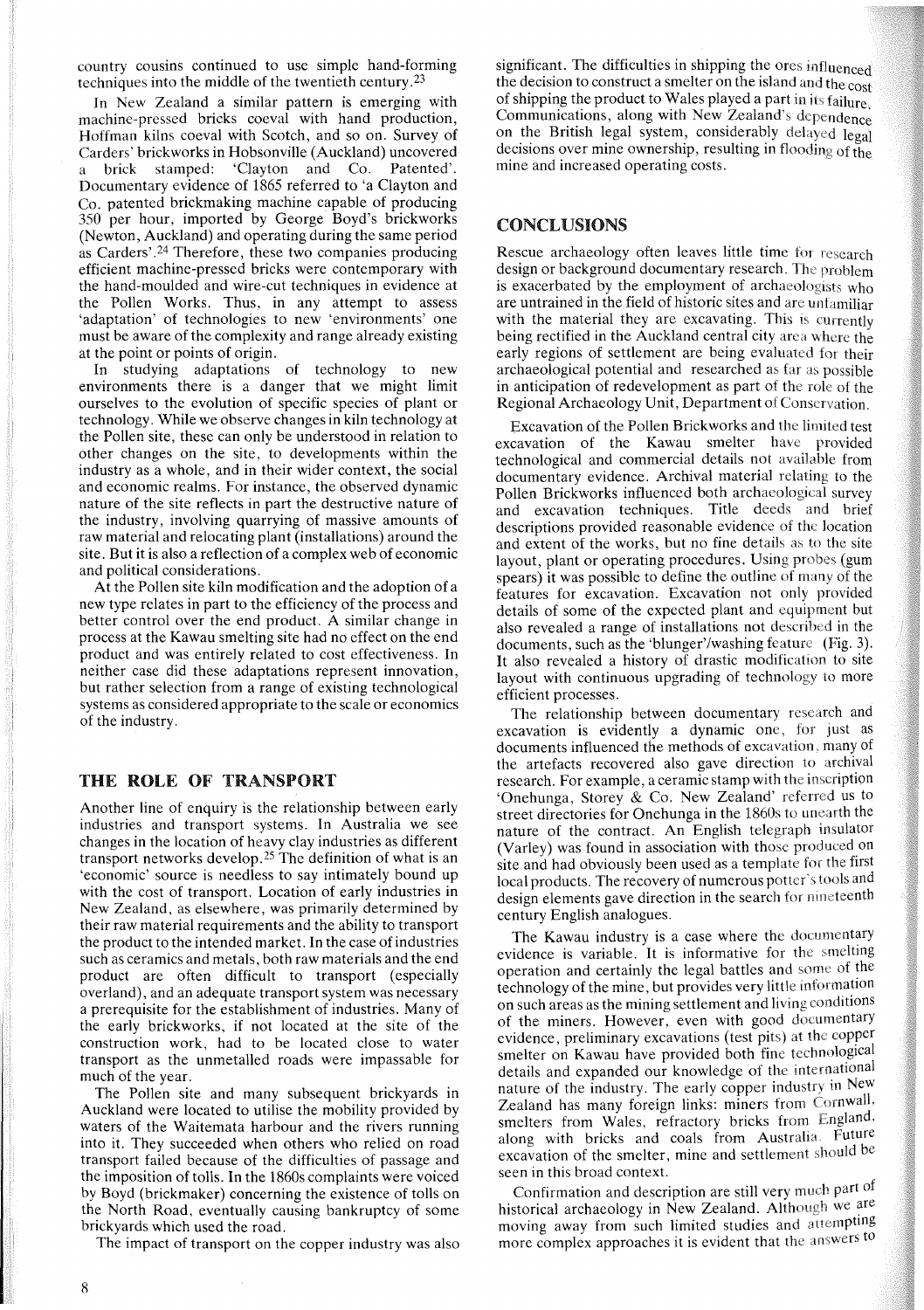country cousins continued to use simple hand-forming techniques into the middle of the twentieth century.[23]

In New Zealand a similar pattern is emerging with machine-pressed bricks coeval with hand production, Hoffman kilns coeval with Scotch, and so on. Survey of Carders' brickworks in Hobsonville (Auckland) uncovered a brick stamped: 'Clayton and Co. Patented'. Documentary evidence of 1865 referred to 'a Clayton and Co. patented brickmaking machine capable of producing 350 per hour, imported by George Boyd's brickworks (Newton, Auckland) and operating during the same period as Carders'.[24] Therefore, these two companies producing efficient machine-pressed bricks were contemporary with the hand-moulded and wire-cut techniques in evidence at the Pollen Works. Thus, in any attempt to assess 'adaptation' of technologies to new 'environments' one must be aware of the complexity and range already existing at the point or points of origin.

In studying adaptations of technology to new environments there is a danger that we might limit ourselves to the evolution of specific species of plant or technology. While we observe changes in kiln technology at the Pollen site, these can only be understood in relation to other changes on the site, to developments within the industry as a whole, and in their wider context, the social and economic realms. For instance, the observed dynamic nature of the site reflects in part the destructive nature of the industry, involving quarrying of massive amounts of raw material and relocating plant (installations) around the site. But it is also a reflection of a complex web of economic and political considerations.

At the Pollen site kiln modification and the adoption of a new type relates in part to the efficiency of the process and better control over the end product. A similar change in process at the Kawau smelting site had no effect on the end product and was entirely related to cost effectiveness. In neither case did these adaptations represent innovation, but rather selection from a range of existing technological systems as considered appropriate to the scale or economics of the industry.

## THE ROLE OF TRANSPORT

Another line of enquiry is the relationship between early industries and transport systems. In Australia we see changes in the location of heavy clay industries as different transport networks develop.[25] The definition of what is an 'economic' source is needless to say intimately bound up with the cost of transport. Location of early industries in New Zealand, as elsewhere, was primarily determined by their raw material requirements and the ability to transport the product to the intended market. In the case of industries such as ceramics and metals, both raw materials and the end product are often difficult to transport (especially overland), and an adequate transport system was necessary a prerequisite for the establishment of industries. Many of the early brickworks, if not located at the site of the construction work, had to be located close to water transport as the unmetalled roads were impassable for much of the year.

The Pollen site and many subsequent brickyards in Auckland were located to utilise the mobility provided by waters of the Waitemata harbour and the rivers running into it. They succeeded when others who relied on road transport failed because of the difficulties of passage and the imposition of tolls. In the 1860s complaints were voiced by Boyd (brickmaker) concerning the existence of tolls on the North Road, eventually causing bankruptcy of some brickyards which used the road.

The impact of transport on the copper industry was also significant. The difficulties in shipping the ores influenced the decision to construct a smelter on the island and the cost of shipping the product to Wales played a part in its failure. Communications, along with New Zealand's dependence on the British legal system, considerably delayed legal decisions over mine ownership, resulting in flooding of the mine and increased operating costs.

## CONCLUSIONS

Rescue archaeology often leaves little time for research design or background documentary research. The problem is exacerbated by the employment of archaeologists who are untrained in the field of historic sites and are unfamiliar with the material they are excavating. This is currently being rectified in the Auckland central city area where the early regions of settlement are being evaluated for their archaeological potential and researched as far as possible in anticipation of redevelopment as part of the role of the Regional Archaeology Unit, Department of Conservation.

Excavation of the Pollen Brickworks and the limited test excavation of the Kawau smelter have provided technological and commercial details not available from documentary evidence. Archival material relating to the Pollen Brickworks influenced both archaeological survey and excavation techniques. Title deeds and brief descriptions provided reasonable evidence of the location and extent of the works, but no fine details as to the site layout, plant or operating procedures. Using probes (gum spears) it was possible to define the outline of many of the features for excavation. Excavation not only provided details of some of the expected plant and equipment but also revealed a range of installations not described in the documents, such as the 'blunger'/washing feature (Fig. 3). It also revealed a history of drastic modification to site layout with continuous upgrading of technology to more efficient processes.

The relationship between documentary research and excavation is evidently a dynamic one, for just as documents influenced the methods of excavation, many of the artefacts recovered also gave direction to archival research. For example, a ceramic stamp with the inscription 'Onehunga, Storey & Co. New Zealand' referred us to street directories for Onehunga in the 1860s to unearth the nature of the contract. An English telegraph insulator (Varley) was found in association with those produced on site and had obviously been used as a template for the first local products. The recovery of numerous potter's tools and design elements gave direction in the search for nineteenth century English analogues.

The Kawau industry is a case where the documentary evidence is variable. It is informative for the smelting operation and certainly the legal battles and some of the technology of the mine, but provides very little information on such areas as the mining settlement and living conditions of the miners. However, even with good documentary evidence, preliminary excavations (test pits) at the copper smelter on Kawau have provided both fine technological details and expanded our knowledge of the international nature of the industry. The early copper industry in New Zealand has many foreign links: miners from Cornwall, smelters from Wales, refractory bricks from England, along with bricks and coals from Australia. Future excavation of the smelter, mine and settlement should be seen in this broad context.

Confirmation and description are still very much part of historical archaeology in New Zealand. Although we are moving away from such limited studies and attempting more complex approaches it is evident that the answers to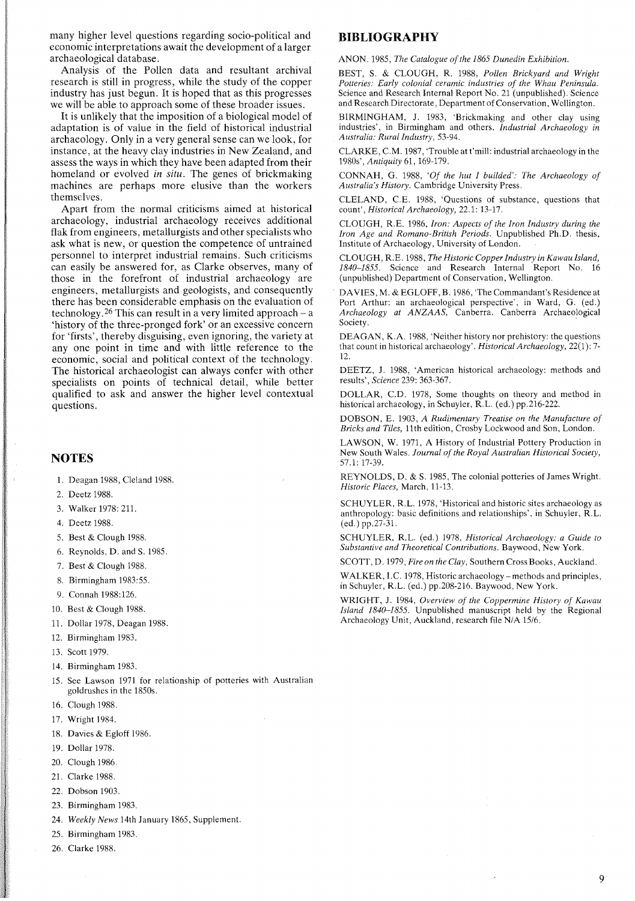many higher level questions regarding socio-political and economic interpretations await the development of a larger archaeological database.

Analysis of the Pollen data and resultant archival research is still in progress, while the study of the copper industry has just begun. It is hoped that as this progresses we will be able to approach some of these broader issues.

It is unlikely that the imposition of a biological model of adaptation is of value in the field of historical industrial archaeology. Only in a very general sense can we look, for instance, at the heavy clay industries in New Zealand, and assess the ways in which they have been adapted from their homeland or evolved *in situ*. The genes of brickmaking machines are perhaps more elusive than the workers themselves.

Apart from the normal criticisms aimed at historical archaeology, industrial archaeology receives additional flak from engineers, metallurgists and other specialists who ask what is new, or question the competence of untrained personnel to interpret industrial remains. Such criticisms can easily be answered for, as Clarke observes, many of those in the forefront of industrial archaeology are engineers, metallurgists and geologists, and consequently there has been considerable emphasis on the evaluation of technology.[26] This can result in a very limited approach – a 'history of the three-pronged fork' or an excessive concern for 'firsts', thereby disguising, even ignoring, the variety at any one point in time and with little reference to the economic, social and political context of the technology. The historical archaeologist can always confer with other specialists on points of technical detail, while better qualified to ask and answer the higher level contextual questions.

## NOTES

1. Deagan 1988, Cleland 1988.
2. Deetz 1988.
3. Walker 1978: 211.
4. Deetz 1988.
5. Best & Clough 1988.
6. Reynolds, D. and S. 1985.
7. Best & Clough 1988.
8. Birmingham 1983:55.
9. Connah 1988:126.
10. Best & Clough 1988.
11. Dollar 1978, Deagan 1988.
12. Birmingham 1983.
13. Scott 1979.
14. Birmingham 1983.
15. See Lawson 1971 for relationship of potteries with Australian goldrushes in the 1850s.
16. Clough 1988.
17. Wright 1984.
18. Davies & Egloff 1986.
19. Dollar 1978.
20. Clough 1986.
21. Clarke 1988.
22. Dobson 1903.
23. Birmingham 1983.
24. *Weekly News* 14th January 1865, Supplement.
25. Birmingham 1983.
26. Clarke 1988.

## BIBLIOGRAPHY

ANON. 1985, *The Catalogue of the 1865 Dunedin Exhibition.*

BEST, S. & CLOUGH, R. 1988, *Pollen Brickyard and Wright Potteries: Early colonial ceramic industries of the Whau Peninsula.* Science and Research Internal Report No. 21 (unpublished). Science and Research Directorate, Department of Conservation, Wellington.

BIRMINGHAM, J. 1983, 'Brickmaking and other clay using industries', in Birmingham and others. *Industrial Archaeology in Australia: Rural Industry,* 53-94.

CLARKE, C.M. 1987, 'Trouble at t'mill: industrial archaeology in the 1980s', *Antiquity* 61, 169-179.

CONNAH, G. 1988, *'Of the hut I builded': The Archaeology of Australia's History.* Cambridge University Press.

CLELAND, C.E. 1988, 'Questions of substance, questions that count', *Historical Archaeology,* 22.1: 13-17.

CLOUGH, R.E. 1986, *Iron: Aspects of the Iron Industry during the Iron Age and Romano-British Periods.* Unpublished Ph.D. thesis, Institute of Archaeology, University of London.

CLOUGH, R.E. 1988, *The Historic Copper Industry in Kawau Island, 1840–1855.* Science and Research Internal Report No. 16 (unpublished) Department of Conservation, Wellington.

DAVIES, M. & EGLOFF, B. 1986, 'The Commandant's Residence at Port Arthur: an archaeological perspective', in Ward, G. (ed.) *Archaeology at ANZAAS,* Canberra. Canberra Archaeological Society.

DEAGAN, K.A. 1988, 'Neither history nor prehistory: the questions that count in historical archaeology'. *Historical Archaeology,* 22(1): 7-12.

DEETZ, J. 1988, 'American historical archaeology: methods and results', *Science* 239: 363-367.

DOLLAR, C.D. 1978, Some thoughts on theory and method in historical archaeology, in Schuyler, R.L. (ed.) pp.216-222.

DOBSON, E. 1903, *A Rudimentary Treatise on the Manufacture of Bricks and Tiles,* 11th edition, Crosby Lockwood and Son, London.

LAWSON, W. 1971, A History of Industrial Pottery Production in New South Wales. *Journal of the Royal Australian Historical Society,* 57.1: 17-39.

REYNOLDS, D. & S. 1985, The colonial potteries of James Wright. *Historic Places,* March, 11-13.

SCHUYLER, R.L. 1978, 'Historical and historic sites archaeology as anthropology: basic definitions and relationships', in Schuyler, R.L. (ed.) pp.27-31.

SCHUYLER, R.L. (ed.) 1978, *Historical Archaeology: a Guide to Substantive and Theoretical Contributions.* Baywood, New York.

SCOTT, D. 1979, *Fire on the Clay,* Southern Cross Books, Auckland.

WALKER, I.C. 1978, Historic archaeology – methods and principles, in Schuyler, R.L. (ed.) pp.208-216. Baywood, New York.

WRIGHT, J. 1984, *Overview of the Coppermine History of Kawau Island 1840–1855.* Unpublished manuscript held by the Regional Archaeology Unit, Auckland, research file N/A 15/6.